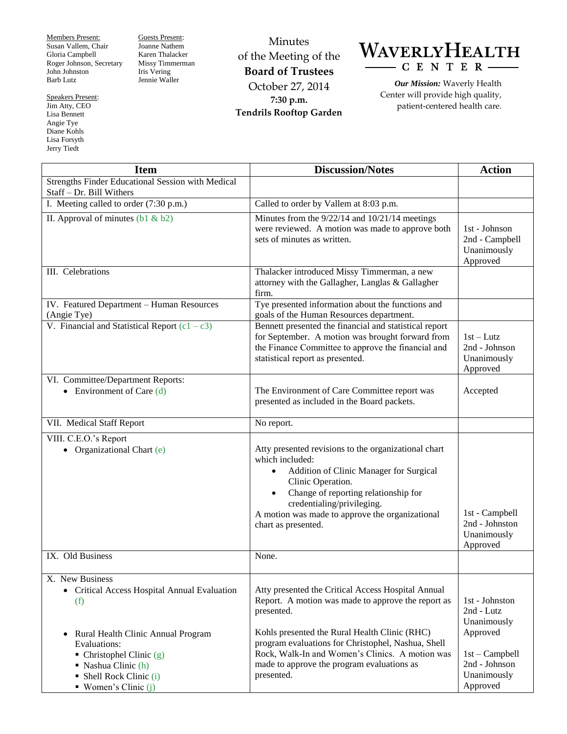Members Present:
Susan Vallem, Chair
Gloria Campbell
Roger Johnson, Secretary
John Johnston
Barb Lutz

Guests Present:
Joanne Nathem
Karen Thalacker
Missy Timmerman
Iris Vering
Jennie Waller

Speakers Present:
Jim Atty, CEO
Lisa Bennett
Angie Tye
Diane Kohls
Lisa Forsyth
Jerry Tiedt

# Minutes of the Meeting of the **Board of Trustees**

October 27, 2014
**7:30 p.m.**
**Tendrils Rooftop Garden**

**WAVERLY HEALTH CENTER**

***Our Mission:*** Waverly Health Center will provide high quality, patient-centered health care.

| Item | Discussion/Notes | Action |
|---|---|---|
| Strengths Finder Educational Session with Medical Staff – Dr. Bill Withers | | |
| I. Meeting called to order (7:30 p.m.) | Called to order by Vallem at 8:03 p.m. | |
| II. Approval of minutes (b1 & b2) | Minutes from the 9/22/14 and 10/21/14 meetings were reviewed. A motion was made to approve both sets of minutes as written. | 1st - Johnson<br>2nd - Campbell<br>Unanimously Approved |
| III. Celebrations | Thalacker introduced Missy Timmerman, a new attorney with the Gallagher, Langlas & Gallagher firm. | |
| IV. Featured Department – Human Resources (Angie Tye) | Tye presented information about the functions and goals of the Human Resources department. | |
| V. Financial and Statistical Report (c1 – c3) | Bennett presented the financial and statistical report for September. A motion was brought forward from the Finance Committee to approve the financial and statistical report as presented. | 1st – Lutz<br>2nd - Johnson<br>Unanimously Approved |
| VI. Committee/Department Reports:<br>• Environment of Care (d) | The Environment of Care Committee report was presented as included in the Board packets. | Accepted |
| VII. Medical Staff Report | No report. | |
| VIII. C.E.O.'s Report<br>• Organizational Chart (e) | Atty presented revisions to the organizational chart which included:<br>• Addition of Clinic Manager for Surgical Clinic Operation.<br>• Change of reporting relationship for credentialing/privileging.<br>A motion was made to approve the organizational chart as presented. | 1st - Campbell<br>2nd - Johnston<br>Unanimously Approved |
| IX. Old Business | None. | |
| X. New Business<br>• Critical Access Hospital Annual Evaluation (f)<br><br>• Rural Health Clinic Annual Program Evaluations:<br>▪ Christophel Clinic (g)<br>▪ Nashua Clinic (h)<br>▪ Shell Rock Clinic (i)<br>▪ Women's Clinic (j) | Atty presented the Critical Access Hospital Annual Report. A motion was made to approve the report as presented.<br><br>Kohls presented the Rural Health Clinic (RHC) program evaluations for Christophel, Nashua, Shell Rock, Walk-In and Women's Clinics. A motion was made to approve the program evaluations as presented. | 1st - Johnston<br>2nd - Lutz<br>Unanimously Approved<br><br>1st – Campbell<br>2nd - Johnson<br>Unanimously Approved |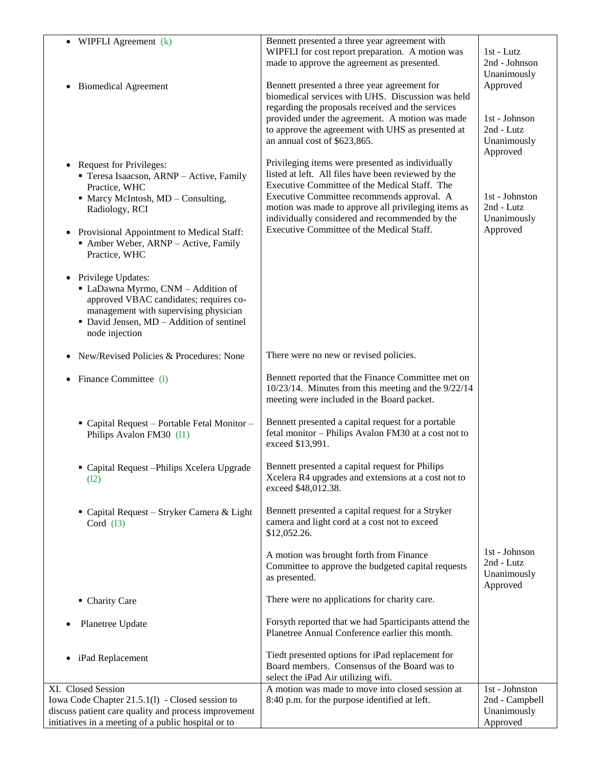| | | |
|---|---|---|
| • WIPFLI Agreement (k) | Bennett presented a three year agreement with WIPFLI for cost report preparation. A motion was made to approve the agreement as presented. | 1st - Lutz<br>2nd - Johnson<br>Unanimously Approved |
| • Biomedical Agreement | Bennett presented a three year agreement for biomedical services with UHS. Discussion was held regarding the proposals received and the services provided under the agreement. A motion was made to approve the agreement with UHS as presented at an annual cost of $623,865. | 1st - Johnson<br>2nd - Lutz<br>Unanimously Approved |
| • Request for Privileges:<br>▪ Teresa Isaacson, ARNP – Active, Family Practice, WHC<br>▪ Marcy McIntosh, MD – Consulting, Radiology, RCI<br><br>• Provisional Appointment to Medical Staff:<br>▪ Amber Weber, ARNP – Active, Family Practice, WHC<br><br>• Privilege Updates:<br>▪ LaDawna Myrmo, CNM – Addition of approved VBAC candidates; requires co-management with supervising physician<br>▪ David Jensen, MD – Addition of sentinel node injection | Privileging items were presented as individually listed at left. All files have been reviewed by the Executive Committee of the Medical Staff. The Executive Committee recommends approval. A motion was made to approve all privileging items as individually considered and recommended by the Executive Committee of the Medical Staff. | 1st - Johnston<br>2nd - Lutz<br>Unanimously Approved |
| • New/Revised Policies & Procedures: None | There were no new or revised policies. | |
| • Finance Committee (l) | Bennett reported that the Finance Committee met on 10/23/14. Minutes from this meeting and the 9/22/14 meeting were included in the Board packet. | |
| ▪ Capital Request – Portable Fetal Monitor – Philips Avalon FM30 (l1) | Bennett presented a capital request for a portable fetal monitor – Philips Avalon FM30 at a cost not to exceed $13,991. | |
| ▪ Capital Request –Philips Xcelera Upgrade (l2) | Bennett presented a capital request for Philips Xcelera R4 upgrades and extensions at a cost not to exceed $48,012.38. | |
| ▪ Capital Request – Stryker Camera & Light Cord (l3) | Bennett presented a capital request for a Stryker camera and light cord at a cost not to exceed $12,052.26. | |
| | A motion was brought forth from Finance Committee to approve the budgeted capital requests as presented. | 1st - Johnson<br>2nd - Lutz<br>Unanimously Approved |
| ▪ Charity Care | There were no applications for charity care. | |
| • Planetree Update | Forsyth reported that we had 5participants attend the Planetree Annual Conference earlier this month. | |
| • iPad Replacement | Tiedt presented options for iPad replacement for Board members. Consensus of the Board was to select the iPad Air utilizing wifi. | |
| XI. Closed Session<br>Iowa Code Chapter 21.5.1(l) - Closed session to discuss patient care quality and process improvement initiatives in a meeting of a public hospital or to | A motion was made to move into closed session at 8:40 p.m. for the purpose identified at left. | 1st - Johnston<br>2nd - Campbell<br>Unanimously Approved |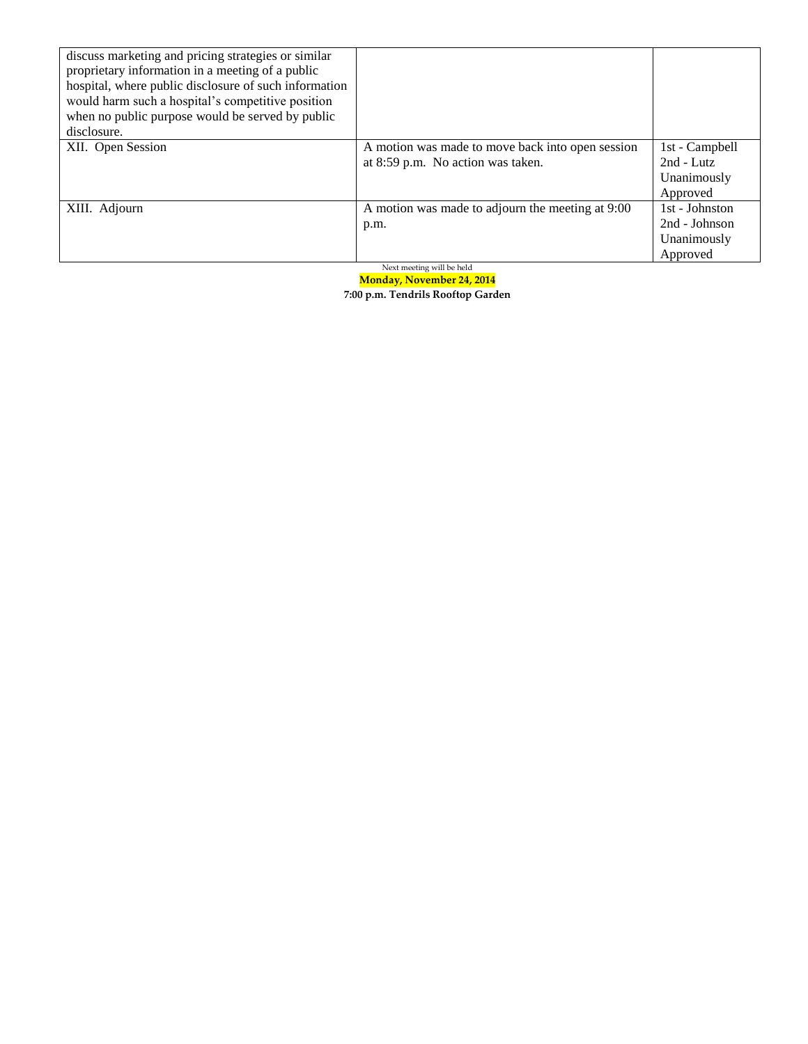| | | |
|---|---|---|
| discuss marketing and pricing strategies or similar proprietary information in a meeting of a public hospital, where public disclosure of such information would harm such a hospital's competitive position when no public purpose would be served by public disclosure. | | |
| XII. Open Session | A motion was made to move back into open session at 8:59 p.m. No action was taken. | 1st - Campbell<br>2nd - Lutz<br>Unanimously Approved |
| XIII. Adjourn | A motion was made to adjourn the meeting at 9:00 p.m. | 1st - Johnston<br>2nd - Johnson<br>Unanimously Approved |

Next meeting will be held

**Monday, November 24, 2014**

**7:00 p.m. Tendrils Rooftop Garden**